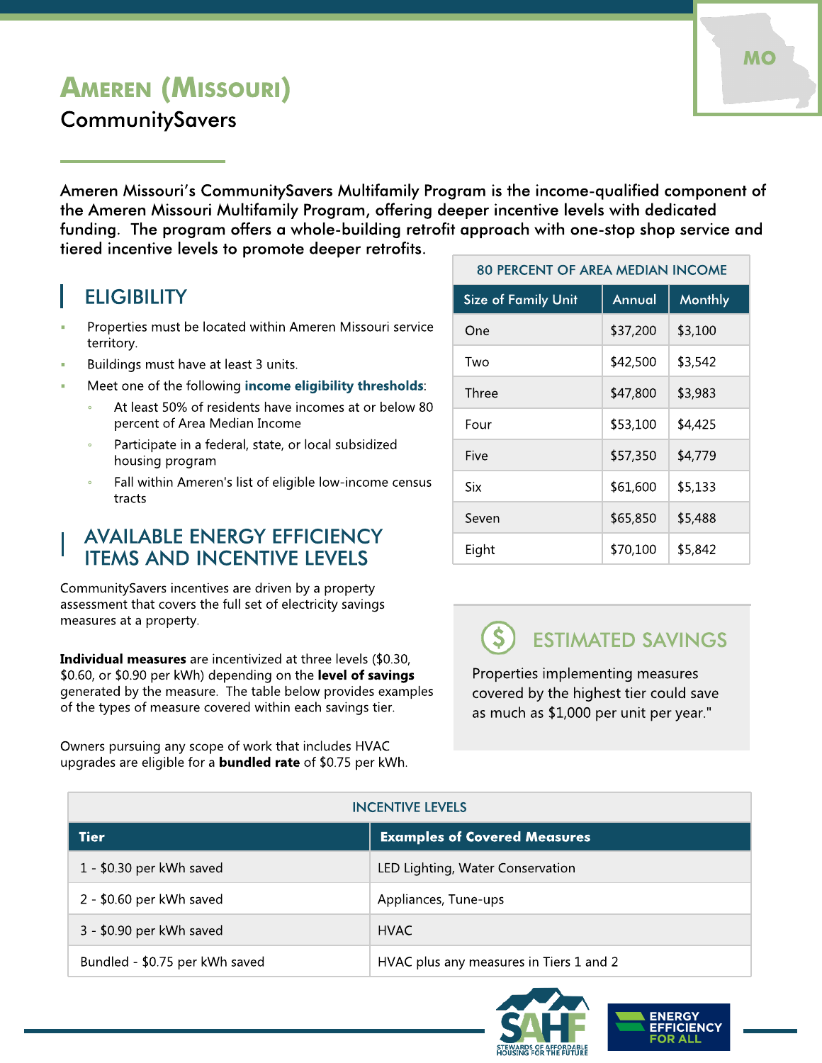# Ameren (Missouri)

## CommunitySavers

Ameren Missouri's CommunitySavers Multifamily Program is the income-qualified component of the Ameren Missouri Multifamily Program, offering deeper incentive levels with dedicated funding. The program offers a whole-building retrofit approach with one-stop shop service and tiered incentive levels to promote deeper retrofits.

## ELIGIBILITY

- Properties must be located within Ameren Missouri service territory.
- Buildings must have at least 3 units.
- Meet one of the following **income eligibility thresholds**:
  - At least 50% of residents have incomes at or below 80 percent of Area Median Income
  - Participate in a federal, state, or local subsidized housing program
  - Fall within Ameren's list of eligible low-income census tracts

| 80 PERCENT OF AREA MEDIAN INCOME | | |
|---|---|---|
| Size of Family Unit | Annual | Monthly |
| One | $37,200 | $3,100 |
| Two | $42,500 | $3,542 |
| Three | $47,800 | $3,983 |
| Four | $53,100 | $4,425 |
| Five | $57,350 | $4,779 |
| Six | $61,600 | $5,133 |
| Seven | $65,850 | $5,488 |
| Eight | $70,100 | $5,842 |

## AVAILABLE ENERGY EFFICIENCY ITEMS AND INCENTIVE LEVELS

CommunitySavers incentives are driven by a property assessment that covers the full set of electricity savings measures at a property.

**Individual measures** are incentivized at three levels ($0.30, $0.60, or $0.90 per kWh) depending on the **level of savings** generated by the measure. The table below provides examples of the types of measure covered within each savings tier.

Owners pursuing any scope of work that includes HVAC upgrades are eligible for a **bundled rate** of $0.75 per kWh.

### ESTIMATED SAVINGS

Properties implementing measures covered by the highest tier could save as much as $1,000 per unit per year."

| INCENTIVE LEVELS | |
|---|---|
| **Tier** | **Examples of Covered Measures** |
| 1 - $0.30 per kWh saved | LED Lighting, Water Conservation |
| 2 - $0.60 per kWh saved | Appliances, Tune-ups |
| 3 - $0.90 per kWh saved | HVAC |
| Bundled - $0.75 per kWh saved | HVAC plus any measures in Tiers 1 and 2 |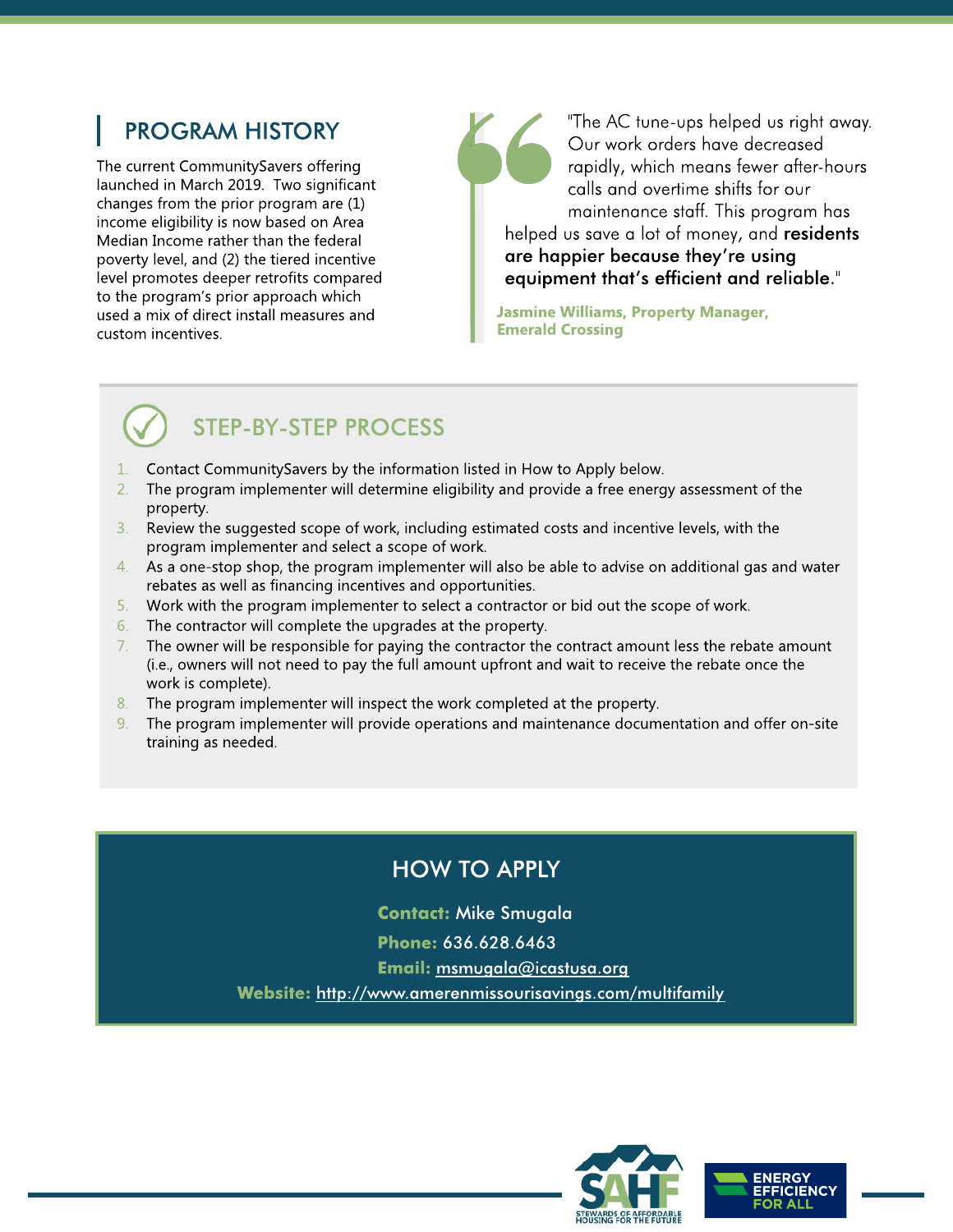## PROGRAM HISTORY

The current CommunitySavers offering launched in March 2019. Two significant changes from the prior program are (1) income eligibility is now based on Area Median Income rather than the federal poverty level, and (2) the tiered incentive level promotes deeper retrofits compared to the program's prior approach which used a mix of direct install measures and custom incentives.

> "The AC tune-ups helped us right away. Our work orders have decreased rapidly, which means fewer after-hours calls and overtime shifts for our maintenance staff. This program has helped us save a lot of money, and **residents are happier because they're using equipment that's efficient and reliable.**"
>
> **Jasmine Williams, Property Manager, Emerald Crossing**

## STEP-BY-STEP PROCESS

1. Contact CommunitySavers by the information listed in How to Apply below.
2. The program implementer will determine eligibility and provide a free energy assessment of the property.
3. Review the suggested scope of work, including estimated costs and incentive levels, with the program implementer and select a scope of work.
4. As a one-stop shop, the program implementer will also be able to advise on additional gas and water rebates as well as financing incentives and opportunities.
5. Work with the program implementer to select a contractor or bid out the scope of work.
6. The contractor will complete the upgrades at the property.
7. The owner will be responsible for paying the contractor the contract amount less the rebate amount (i.e., owners will not need to pay the full amount upfront and wait to receive the rebate once the work is complete).
8. The program implementer will inspect the work completed at the property.
9. The program implementer will provide operations and maintenance documentation and offer on-site training as needed.

## HOW TO APPLY

**Contact:** Mike Smugala

**Phone:** 636.628.6463

**Email:** msmugala@icastusa.org

**Website:** http://www.amerenmissourisavings.com/multifamily

SAHF STEWARDS OF AFFORDABLE HOUSING FOR THE FUTURE

ENERGY EFFICIENCY FOR ALL